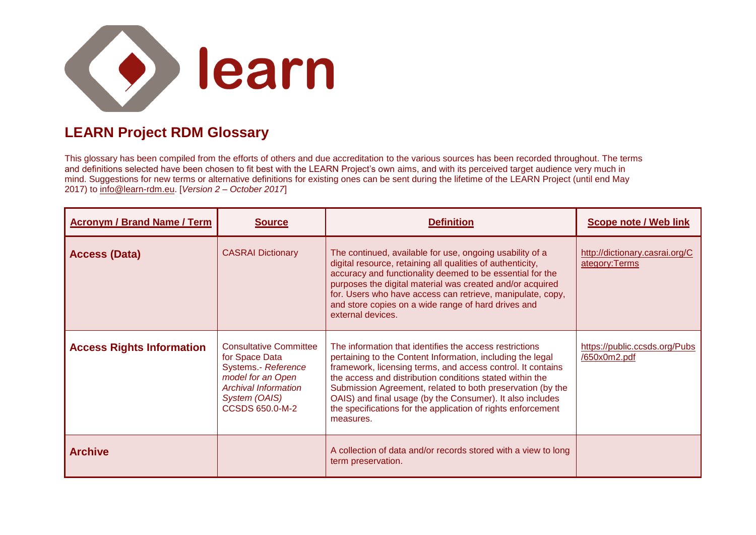learn

## LEARN Project RDM Glossary

This glossary has been compiled from the efforts of others and due accreditation to the various sources has been recorded throughout. The terms and definitions selected have been chosen to fit best with the LEARN Project's own aims, and with its perceived target audience very much in mind. Suggestions for new terms or alternative definitions for existing ones can be sent during the lifetime of the LEARN Project (until end May 2017) to info@learn-rdm.eu. [*Version 2 – October 2017*]

| Acronym / Brand Name / Term | Source | Definition | Scope note / Web link |
|---|---|---|---|
| **Access (Data)** | CASRAI Dictionary | The continued, available for use, ongoing usability of a digital resource, retaining all qualities of authenticity, accuracy and functionality deemed to be essential for the purposes the digital material was created and/or acquired for. Users who have access can retrieve, manipulate, copy, and store copies on a wide range of hard drives and external devices. | http://dictionary.casrai.org/Category:Terms |
| **Access Rights Information** | Consultative Committee for Space Data Systems.- *Reference model for an Open Archival Information System (OAIS)* CCSDS 650.0-M-2 | The information that identifies the access restrictions pertaining to the Content Information, including the legal framework, licensing terms, and access control. It contains the access and distribution conditions stated within the Submission Agreement, related to both preservation (by the OAIS) and final usage (by the Consumer). It also includes the specifications for the application of rights enforcement measures. | https://public.ccsds.org/Pubs/650x0m2.pdf |
| **Archive** | | A collection of data and/or records stored with a view to long term preservation. | |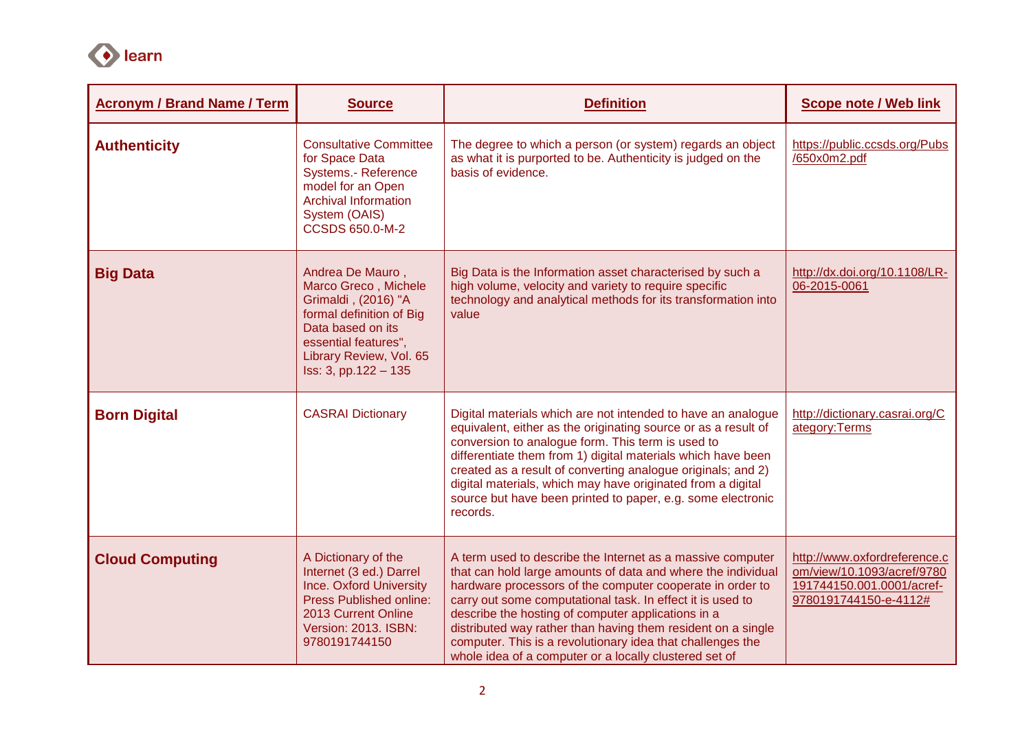| Acronym / Brand Name / Term | Source | Definition | Scope note / Web link |
|---|---|---|---|
| **Authenticity** | Consultative Committee for Space Data Systems.- Reference model for an Open Archival Information System (OAIS) CCSDS 650.0-M-2 | The degree to which a person (or system) regards an object as what it is purported to be. Authenticity is judged on the basis of evidence. | https://public.ccsds.org/Pubs/650x0m2.pdf |
| **Big Data** | Andrea De Mauro , Marco Greco , Michele Grimaldi , (2016) "A formal definition of Big Data based on its essential features", Library Review, Vol. 65 Iss: 3, pp.122 – 135 | Big Data is the Information asset characterised by such a high volume, velocity and variety to require specific technology and analytical methods for its transformation into value | http://dx.doi.org/10.1108/LR-06-2015-0061 |
| **Born Digital** | CASRAI Dictionary | Digital materials which are not intended to have an analogue equivalent, either as the originating source or as a result of conversion to analogue form. This term is used to differentiate them from 1) digital materials which have been created as a result of converting analogue originals; and 2) digital materials, which may have originated from a digital source but have been printed to paper, e.g. some electronic records. | http://dictionary.casrai.org/Category:Terms |
| **Cloud Computing** | A Dictionary of the Internet (3 ed.) Darrel Ince. Oxford University Press Published online: 2013 Current Online Version: 2013. ISBN: 9780191744150 | A term used to describe the Internet as a massive computer that can hold large amounts of data and where the individual hardware processors of the computer cooperate in order to carry out some computational task. In effect it is used to describe the hosting of computer applications in a distributed way rather than having them resident on a single computer. This is a revolutionary idea that challenges the whole idea of a computer or a locally clustered set of | http://www.oxfordreference.com/view/10.1093/acref/9780191744150.001.0001/acref-9780191744150-e-4112# |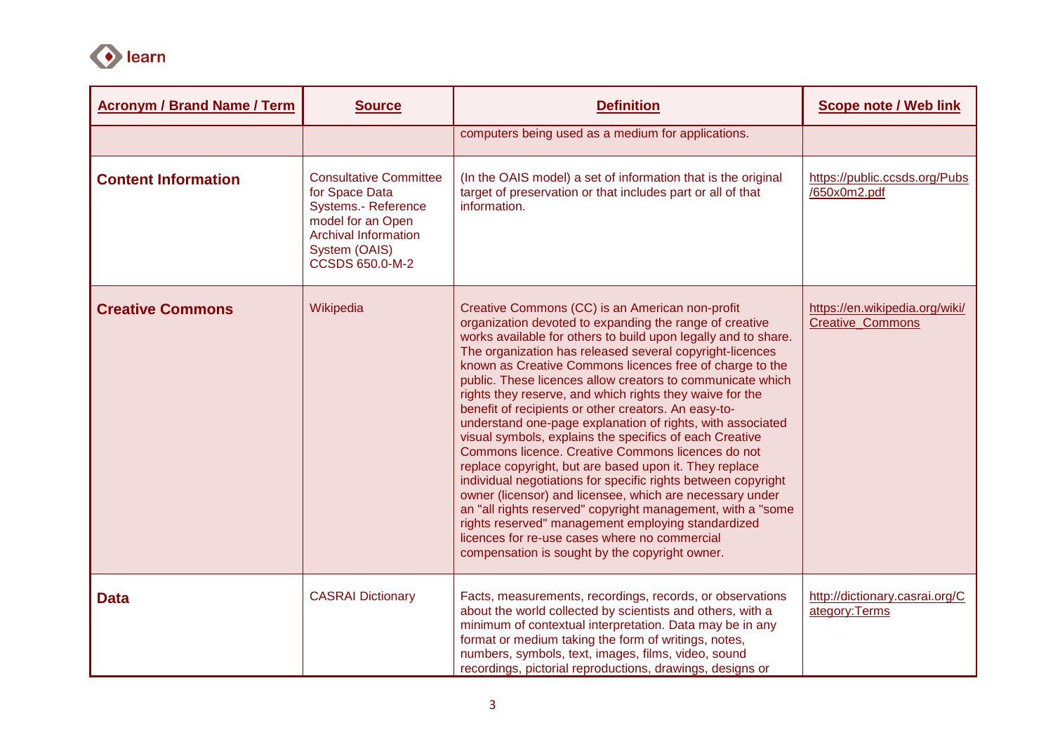| Acronym / Brand Name / Term | Source | Definition | Scope note / Web link |
|---|---|---|---|
| | | computers being used as a medium for applications. | |
| **Content Information** | Consultative Committee for Space Data Systems.- Reference model for an Open Archival Information System (OAIS) CCSDS 650.0-M-2 | (In the OAIS model) a set of information that is the original target of preservation or that includes part or all of that information. | https://public.ccsds.org/Pubs/650x0m2.pdf |
| **Creative Commons** | Wikipedia | Creative Commons (CC) is an American non-profit organization devoted to expanding the range of creative works available for others to build upon legally and to share. The organization has released several copyright-licences known as Creative Commons licences free of charge to the public. These licences allow creators to communicate which rights they reserve, and which rights they waive for the benefit of recipients or other creators. An easy-to-understand one-page explanation of rights, with associated visual symbols, explains the specifics of each Creative Commons licence. Creative Commons licences do not replace copyright, but are based upon it. They replace individual negotiations for specific rights between copyright owner (licensor) and licensee, which are necessary under an "all rights reserved" copyright management, with a "some rights reserved" management employing standardized licences for re-use cases where no commercial compensation is sought by the copyright owner. | https://en.wikipedia.org/wiki/Creative_Commons |
| **Data** | CASRAI Dictionary | Facts, measurements, recordings, records, or observations about the world collected by scientists and others, with a minimum of contextual interpretation. Data may be in any format or medium taking the form of writings, notes, numbers, symbols, text, images, films, video, sound recordings, pictorial reproductions, drawings, designs or | http://dictionary.casrai.org/Category:Terms |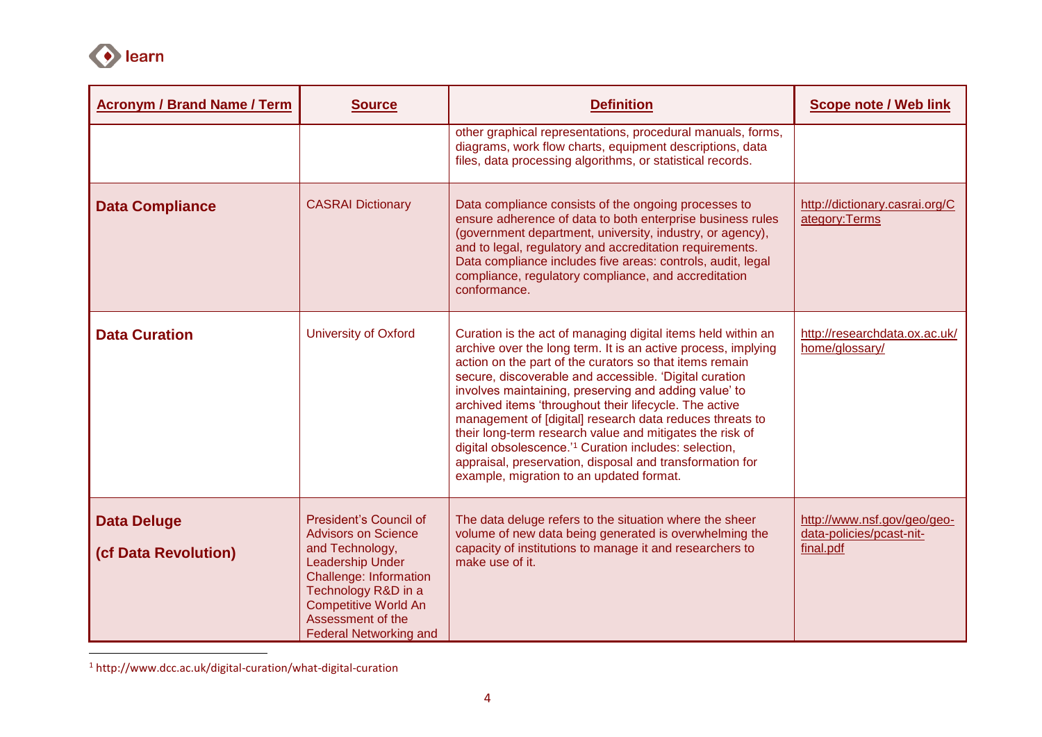| Acronym / Brand Name / Term | Source | Definition | Scope note / Web link |
|---|---|---|---|
| | | other graphical representations, procedural manuals, forms, diagrams, work flow charts, equipment descriptions, data files, data processing algorithms, or statistical records. | |
| **Data Compliance** | CASRAI Dictionary | Data compliance consists of the ongoing processes to ensure adherence of data to both enterprise business rules (government department, university, industry, or agency), and to legal, regulatory and accreditation requirements. Data compliance includes five areas: controls, audit, legal compliance, regulatory compliance, and accreditation conformance. | http://dictionary.casrai.org/Category:Terms |
| **Data Curation** | University of Oxford | Curation is the act of managing digital items held within an archive over the long term. It is an active process, implying action on the part of the curators so that items remain secure, discoverable and accessible. 'Digital curation involves maintaining, preserving and adding value' to archived items 'throughout their lifecycle. The active management of [digital] research data reduces threats to their long-term research value and mitigates the risk of digital obsolescence.'[1] Curation includes: selection, appraisal, preservation, disposal and transformation for example, migration to an updated format. | http://researchdata.ox.ac.uk/home/glossary/ |
| **Data Deluge** **(cf Data Revolution)** | President's Council of Advisors on Science and Technology, Leadership Under Challenge: Information Technology R&D in a Competitive World An Assessment of the Federal Networking and | The data deluge refers to the situation where the sheer volume of new data being generated is overwhelming the capacity of institutions to manage it and researchers to make use of it. | http://www.nsf.gov/geo/geo-data-policies/pcast-nit-final.pdf |

[1] http://www.dcc.ac.uk/digital-curation/what-digital-curation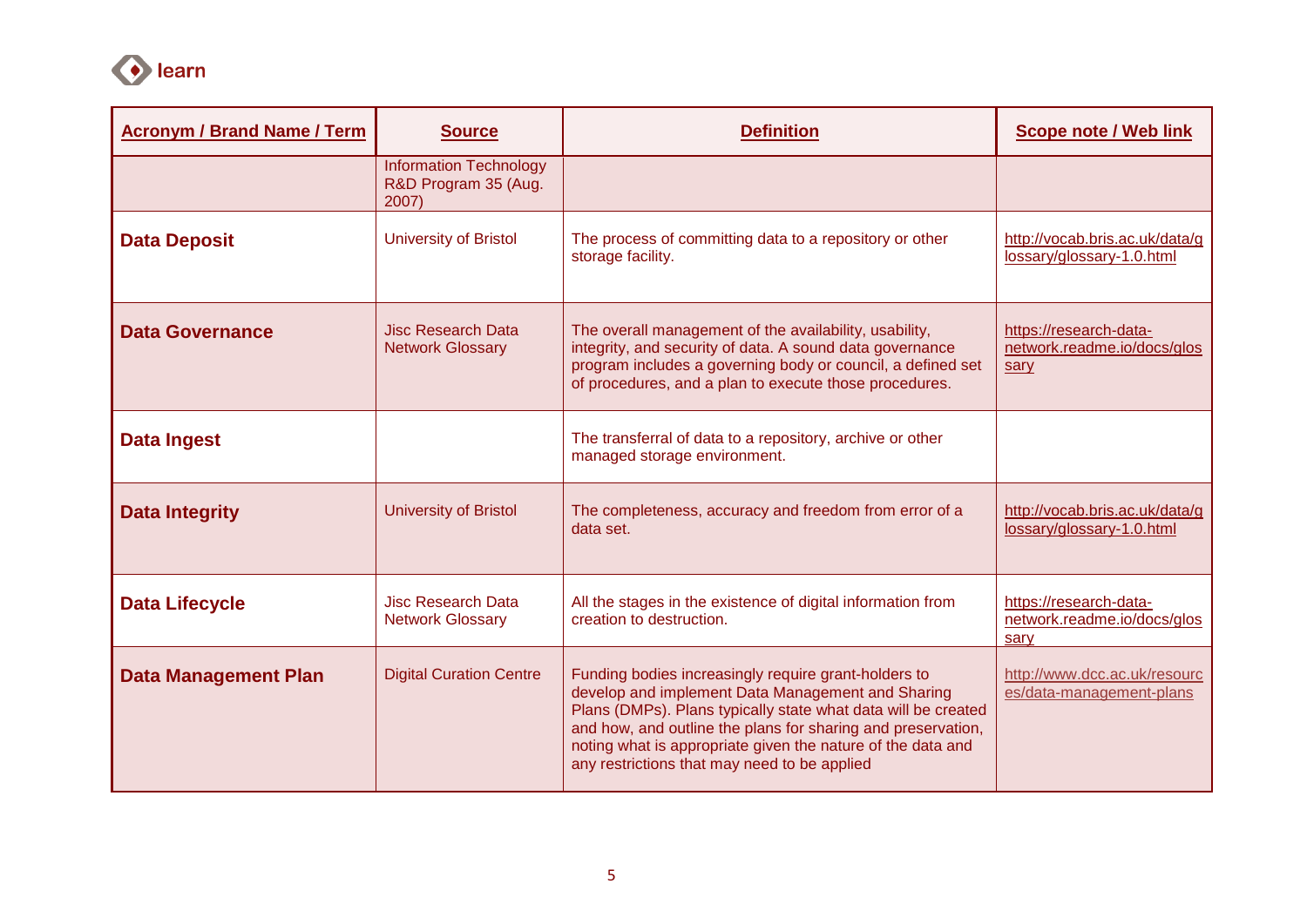| Acronym / Brand Name / Term | Source | Definition | Scope note / Web link |
|---|---|---|---|
| | Information Technology R&D Program 35 (Aug. 2007) | | |
| **Data Deposit** | University of Bristol | The process of committing data to a repository or other storage facility. | http://vocab.bris.ac.uk/data/glossary/glossary-1.0.html |
| **Data Governance** | Jisc Research Data Network Glossary | The overall management of the availability, usability, integrity, and security of data. A sound data governance program includes a governing body or council, a defined set of procedures, and a plan to execute those procedures. | https://research-data-network.readme.io/docs/glossary |
| **Data Ingest** | | The transferral of data to a repository, archive or other managed storage environment. | |
| **Data Integrity** | University of Bristol | The completeness, accuracy and freedom from error of a data set. | http://vocab.bris.ac.uk/data/glossary/glossary-1.0.html |
| **Data Lifecycle** | Jisc Research Data Network Glossary | All the stages in the existence of digital information from creation to destruction. | https://research-data-network.readme.io/docs/glossary |
| **Data Management Plan** | Digital Curation Centre | Funding bodies increasingly require grant-holders to develop and implement Data Management and Sharing Plans (DMPs). Plans typically state what data will be created and how, and outline the plans for sharing and preservation, noting what is appropriate given the nature of the data and any restrictions that may need to be applied | http://www.dcc.ac.uk/resources/data-management-plans |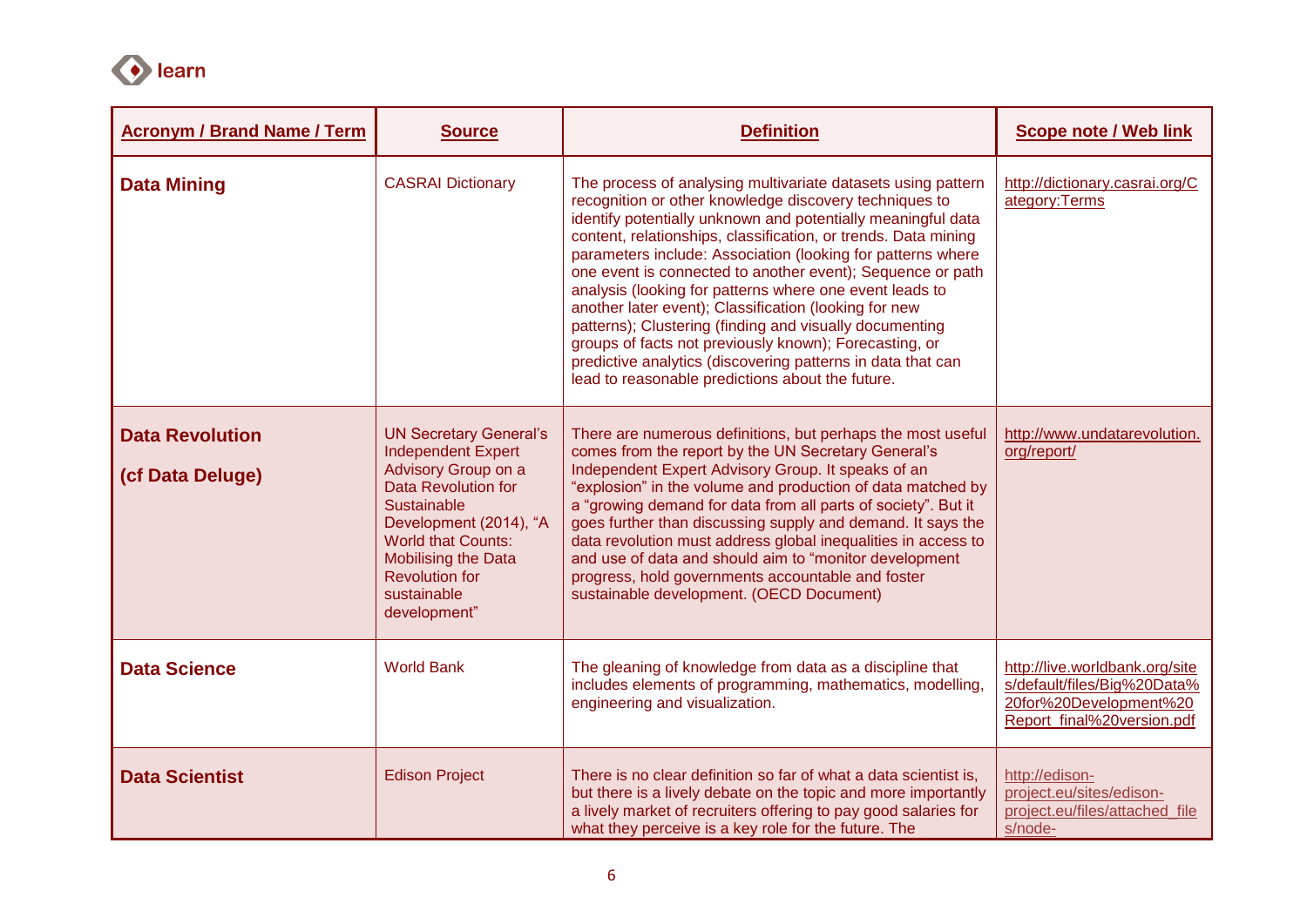| Acronym / Brand Name / Term | Source | Definition | Scope note / Web link |
| --- | --- | --- | --- |
| **Data Mining** | CASRAI Dictionary | The process of analysing multivariate datasets using pattern recognition or other knowledge discovery techniques to identify potentially unknown and potentially meaningful data content, relationships, classification, or trends. Data mining parameters include: Association (looking for patterns where one event is connected to another event); Sequence or path analysis (looking for patterns where one event leads to another later event); Classification (looking for new patterns); Clustering (finding and visually documenting groups of facts not previously known); Forecasting, or predictive analytics (discovering patterns in data that can lead to reasonable predictions about the future. | http://dictionary.casrai.org/Category:Terms |
| **Data Revolution** **(cf Data Deluge)** | UN Secretary General's Independent Expert Advisory Group on a Data Revolution for Sustainable Development (2014), "A World that Counts: Mobilising the Data Revolution for sustainable development" | There are numerous definitions, but perhaps the most useful comes from the report by the UN Secretary General's Independent Expert Advisory Group. It speaks of an "explosion" in the volume and production of data matched by a "growing demand for data from all parts of society". But it goes further than discussing supply and demand. It says the data revolution must address global inequalities in access to and use of data and should aim to "monitor development progress, hold governments accountable and foster sustainable development. (OECD Document) | http://www.undatarevolution.org/report/ |
| **Data Science** | World Bank | The gleaning of knowledge from data as a discipline that includes elements of programming, mathematics, modelling, engineering and visualization. | http://live.worldbank.org/sites/default/files/Big%20Data%20for%20Development%20Report_final%20version.pdf |
| **Data Scientist** | Edison Project | There is no clear definition so far of what a data scientist is, but there is a lively debate on the topic and more importantly a lively market of recruiters offering to pay good salaries for what they perceive is a key role for the future. The | http://edison-project.eu/sites/edison-project.eu/files/attached_files/node- |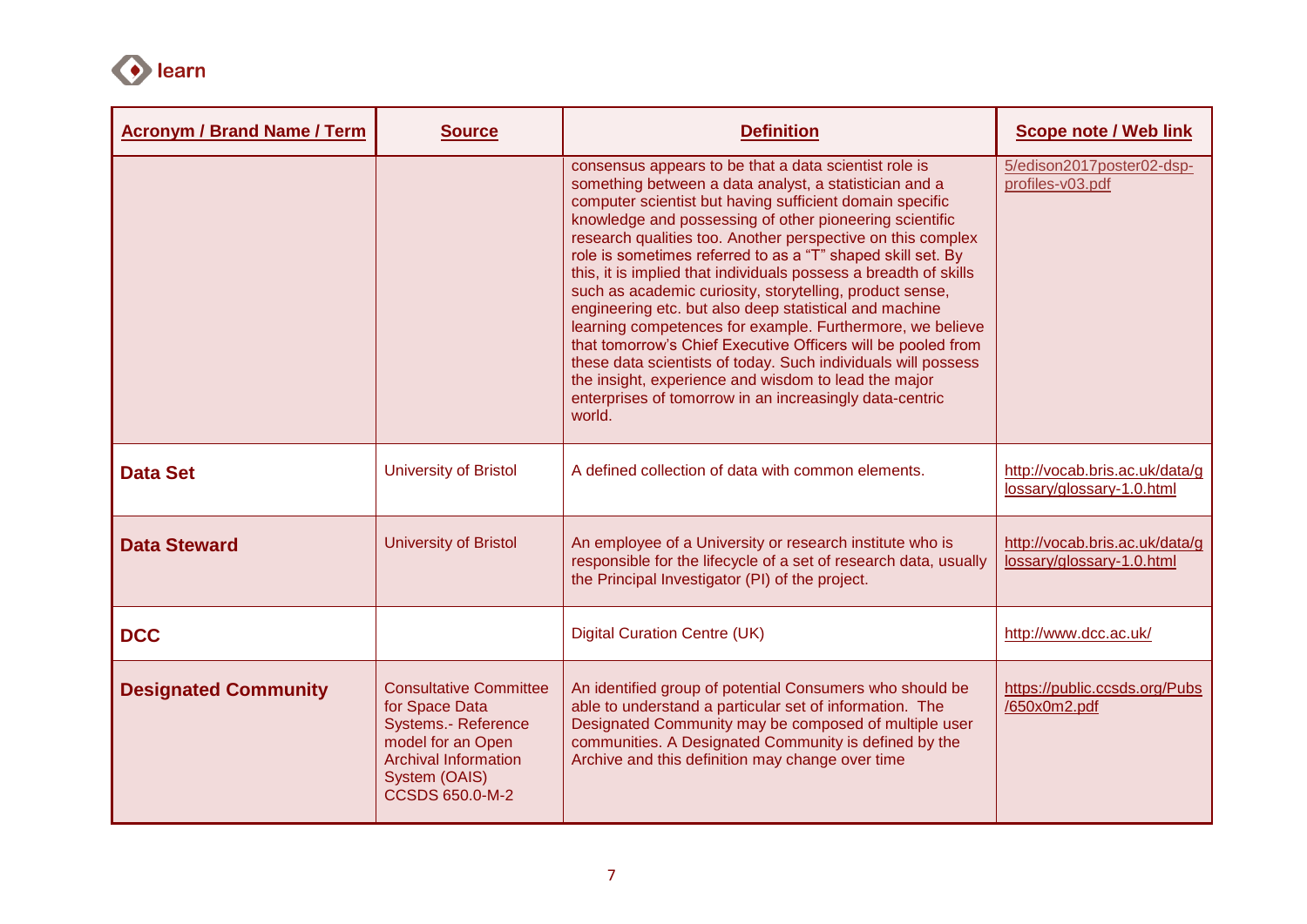| Acronym / Brand Name / Term | Source | Definition | Scope note / Web link |
|---|---|---|---|
| | | consensus appears to be that a data scientist role is something between a data analyst, a statistician and a computer scientist but having sufficient domain specific knowledge and possessing of other pioneering scientific research qualities too. Another perspective on this complex role is sometimes referred to as a "T" shaped skill set. By this, it is implied that individuals possess a breadth of skills such as academic curiosity, storytelling, product sense, engineering etc. but also deep statistical and machine learning competences for example. Furthermore, we believe that tomorrow's Chief Executive Officers will be pooled from these data scientists of today. Such individuals will possess the insight, experience and wisdom to lead the major enterprises of tomorrow in an increasingly data-centric world. | 5/edison2017poster02-dsp-profiles-v03.pdf |
| **Data Set** | University of Bristol | A defined collection of data with common elements. | http://vocab.bris.ac.uk/data/glossary/glossary-1.0.html |
| **Data Steward** | University of Bristol | An employee of a University or research institute who is responsible for the lifecycle of a set of research data, usually the Principal Investigator (PI) of the project. | http://vocab.bris.ac.uk/data/glossary/glossary-1.0.html |
| **DCC** | | Digital Curation Centre (UK) | http://www.dcc.ac.uk/ |
| **Designated Community** | Consultative Committee for Space Data Systems.- Reference model for an Open Archival Information System (OAIS) CCSDS 650.0-M-2 | An identified group of potential Consumers who should be able to understand a particular set of information. The Designated Community may be composed of multiple user communities. A Designated Community is defined by the Archive and this definition may change over time | https://public.ccsds.org/Pubs/650x0m2.pdf |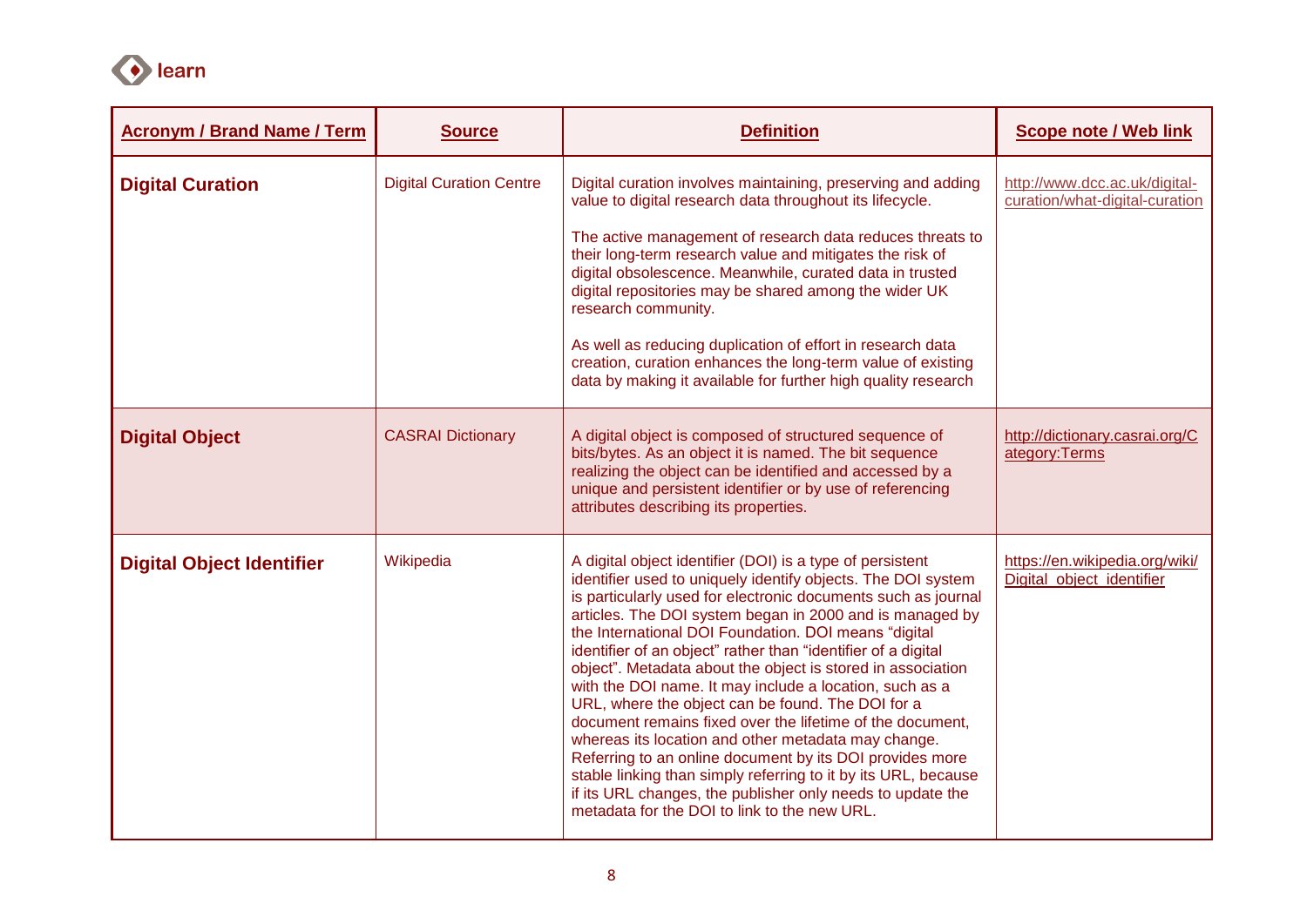| Acronym / Brand Name / Term | Source | Definition | Scope note / Web link |
|---|---|---|---|
| **Digital Curation** | Digital Curation Centre | Digital curation involves maintaining, preserving and adding value to digital research data throughout its lifecycle.<br><br>The active management of research data reduces threats to their long-term research value and mitigates the risk of digital obsolescence. Meanwhile, curated data in trusted digital repositories may be shared among the wider UK research community.<br><br>As well as reducing duplication of effort in research data creation, curation enhances the long-term value of existing data by making it available for further high quality research | http://www.dcc.ac.uk/digital-curation/what-digital-curation |
| **Digital Object** | CASRAI Dictionary | A digital object is composed of structured sequence of bits/bytes. As an object it is named. The bit sequence realizing the object can be identified and accessed by a unique and persistent identifier or by use of referencing attributes describing its properties. | http://dictionary.casrai.org/Category:Terms |
| **Digital Object Identifier** | Wikipedia | A digital object identifier (DOI) is a type of persistent identifier used to uniquely identify objects. The DOI system is particularly used for electronic documents such as journal articles. The DOI system began in 2000 and is managed by the International DOI Foundation. DOI means "digital identifier of an object" rather than "identifier of a digital object". Metadata about the object is stored in association with the DOI name. It may include a location, such as a URL, where the object can be found. The DOI for a document remains fixed over the lifetime of the document, whereas its location and other metadata may change. Referring to an online document by its DOI provides more stable linking than simply referring to it by its URL, because if its URL changes, the publisher only needs to update the metadata for the DOI to link to the new URL. | https://en.wikipedia.org/wiki/Digital_object_identifier |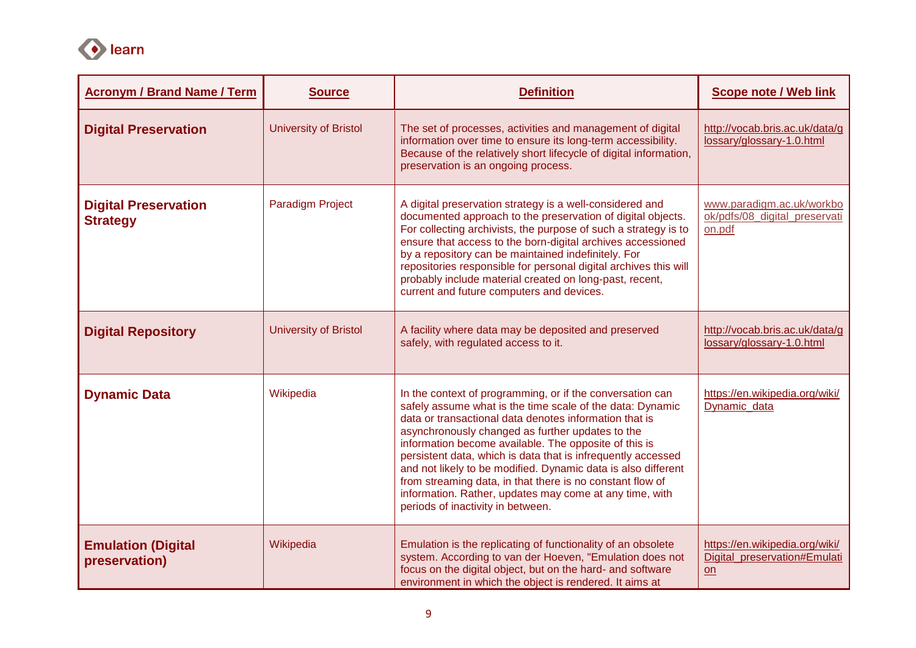| Acronym / Brand Name / Term | Source | Definition | Scope note / Web link |
|---|---|---|---|
| **Digital Preservation** | University of Bristol | The set of processes, activities and management of digital information over time to ensure its long-term accessibility. Because of the relatively short lifecycle of digital information, preservation is an ongoing process. | http://vocab.bris.ac.uk/data/glossary/glossary-1.0.html |
| **Digital Preservation Strategy** | Paradigm Project | A digital preservation strategy is a well-considered and documented approach to the preservation of digital objects. For collecting archivists, the purpose of such a strategy is to ensure that access to the born-digital archives accessioned by a repository can be maintained indefinitely. For repositories responsible for personal digital archives this will probably include material created on long-past, recent, current and future computers and devices. | www.paradigm.ac.uk/workbook/pdfs/08_digital_preservation.pdf |
| **Digital Repository** | University of Bristol | A facility where data may be deposited and preserved safely, with regulated access to it. | http://vocab.bris.ac.uk/data/glossary/glossary-1.0.html |
| **Dynamic Data** | Wikipedia | In the context of programming, or if the conversation can safely assume what is the time scale of the data: Dynamic data or transactional data denotes information that is asynchronously changed as further updates to the information become available. The opposite of this is persistent data, which is data that is infrequently accessed and not likely to be modified. Dynamic data is also different from streaming data, in that there is no constant flow of information. Rather, updates may come at any time, with periods of inactivity in between. | https://en.wikipedia.org/wiki/Dynamic_data |
| **Emulation (Digital preservation)** | Wikipedia | Emulation is the replicating of functionality of an obsolete system. According to van der Hoeven, "Emulation does not focus on the digital object, but on the hard- and software environment in which the object is rendered. It aims at | https://en.wikipedia.org/wiki/Digital_preservation#Emulation |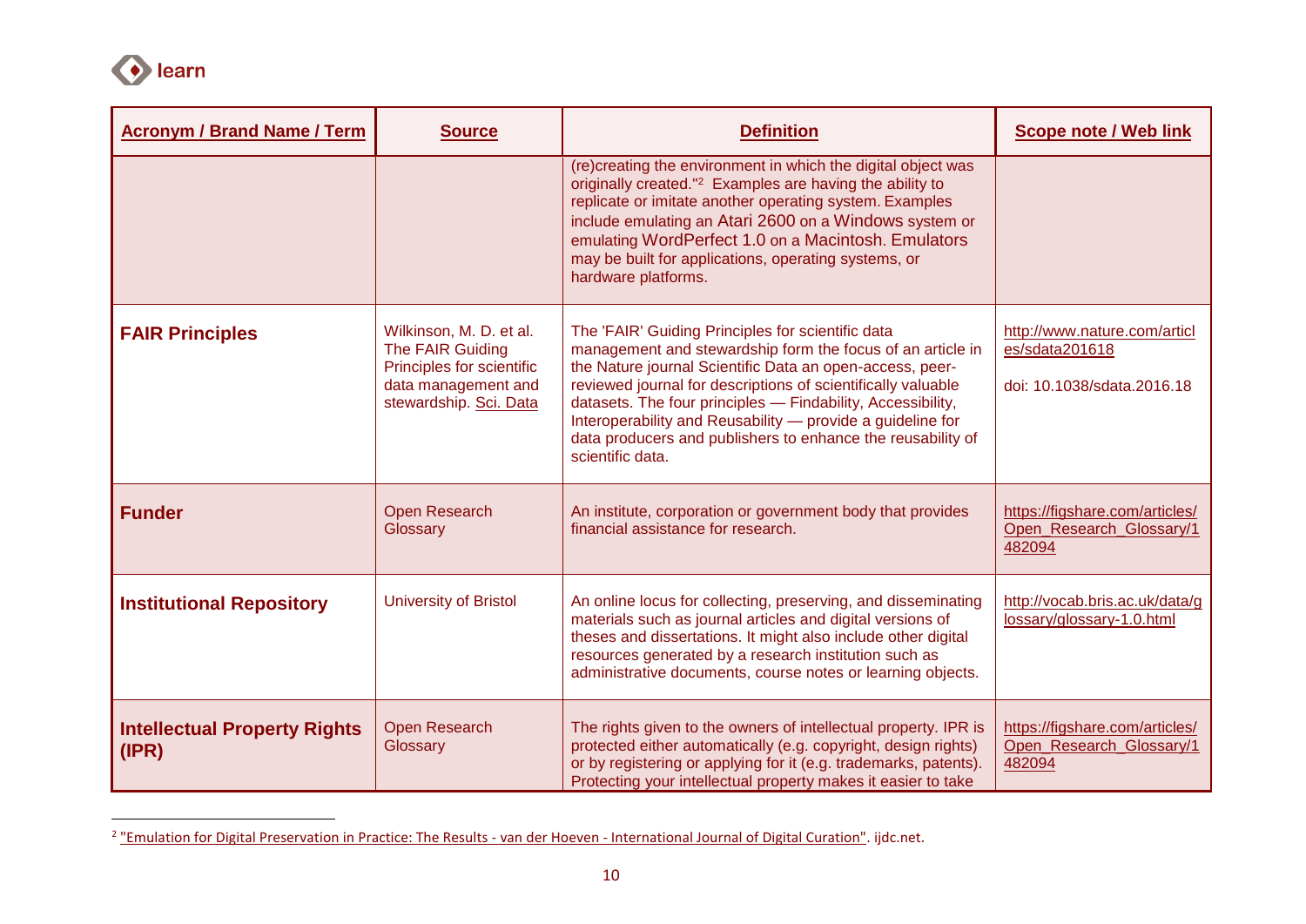| Acronym / Brand Name / Term | Source | Definition | Scope note / Web link |
|---|---|---|---|
| | | (re)creating the environment in which the digital object was originally created."[2] Examples are having the ability to replicate or imitate another operating system. Examples include emulating an Atari 2600 on a Windows system or emulating WordPerfect 1.0 on a Macintosh. Emulators may be built for applications, operating systems, or hardware platforms. | |
| **FAIR Principles** | Wilkinson, M. D. et al. The FAIR Guiding Principles for scientific data management and stewardship. Sci. Data | The 'FAIR' Guiding Principles for scientific data management and stewardship form the focus of an article in the Nature journal Scientific Data an open-access, peer-reviewed journal for descriptions of scientifically valuable datasets. The four principles — Findability, Accessibility, Interoperability and Reusability — provide a guideline for data producers and publishers to enhance the reusability of scientific data. | http://www.nature.com/articles/sdata201618<br><br>doi: 10.1038/sdata.2016.18 |
| **Funder** | Open Research Glossary | An institute, corporation or government body that provides financial assistance for research. | https://figshare.com/articles/Open_Research_Glossary/1482094 |
| **Institutional Repository** | University of Bristol | An online locus for collecting, preserving, and disseminating materials such as journal articles and digital versions of theses and dissertations. It might also include other digital resources generated by a research institution such as administrative documents, course notes or learning objects. | http://vocab.bris.ac.uk/data/glossary/glossary-1.0.html |
| **Intellectual Property Rights (IPR)** | Open Research Glossary | The rights given to the owners of intellectual property. IPR is protected either automatically (e.g. copyright, design rights) or by registering or applying for it (e.g. trademarks, patents). Protecting your intellectual property makes it easier to take | https://figshare.com/articles/Open_Research_Glossary/1482094 |

[2] "Emulation for Digital Preservation in Practice: The Results - van der Hoeven - International Journal of Digital Curation". ijdc.net.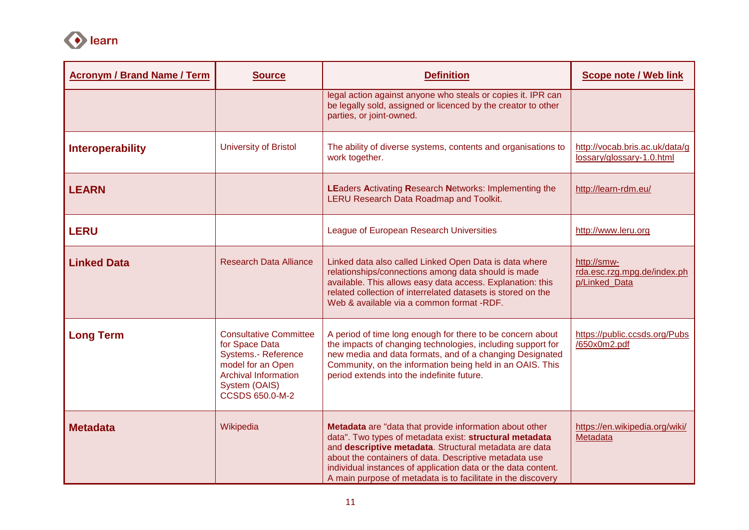| Acronym / Brand Name / Term | Source | Definition | Scope note / Web link |
|---|---|---|---|
| | | legal action against anyone who steals or copies it. IPR can be legally sold, assigned or licenced by the creator to other parties, or joint-owned. | |
| **Interoperability** | University of Bristol | The ability of diverse systems, contents and organisations to work together. | http://vocab.bris.ac.uk/data/glossary/glossary-1.0.html |
| **LEARN** | | **LE**aders **A**ctivating **R**esearch **N**etworks: Implementing the LERU Research Data Roadmap and Toolkit. | http://learn-rdm.eu/ |
| **LERU** | | League of European Research Universities | http://www.leru.org |
| **Linked Data** | Research Data Alliance | Linked data also called Linked Open Data is data where relationships/connections among data should is made available. This allows easy data access. Explanation: this related collection of interrelated datasets is stored on the Web & available via a common format -RDF. | http://smw-rda.esc.rzg.mpg.de/index.php/Linked_Data |
| **Long Term** | Consultative Committee for Space Data Systems.- Reference model for an Open Archival Information System (OAIS) CCSDS 650.0-M-2 | A period of time long enough for there to be concern about the impacts of changing technologies, including support for new media and data formats, and of a changing Designated Community, on the information being held in an OAIS. This period extends into the indefinite future. | https://public.ccsds.org/Pubs/650x0m2.pdf |
| **Metadata** | Wikipedia | **Metadata** are "data that provide information about other data". Two types of metadata exist: **structural metadata** and **descriptive metadata**. Structural metadata are data about the containers of data. Descriptive metadata use individual instances of application data or the data content. A main purpose of metadata is to facilitate in the discovery | https://en.wikipedia.org/wiki/Metadata |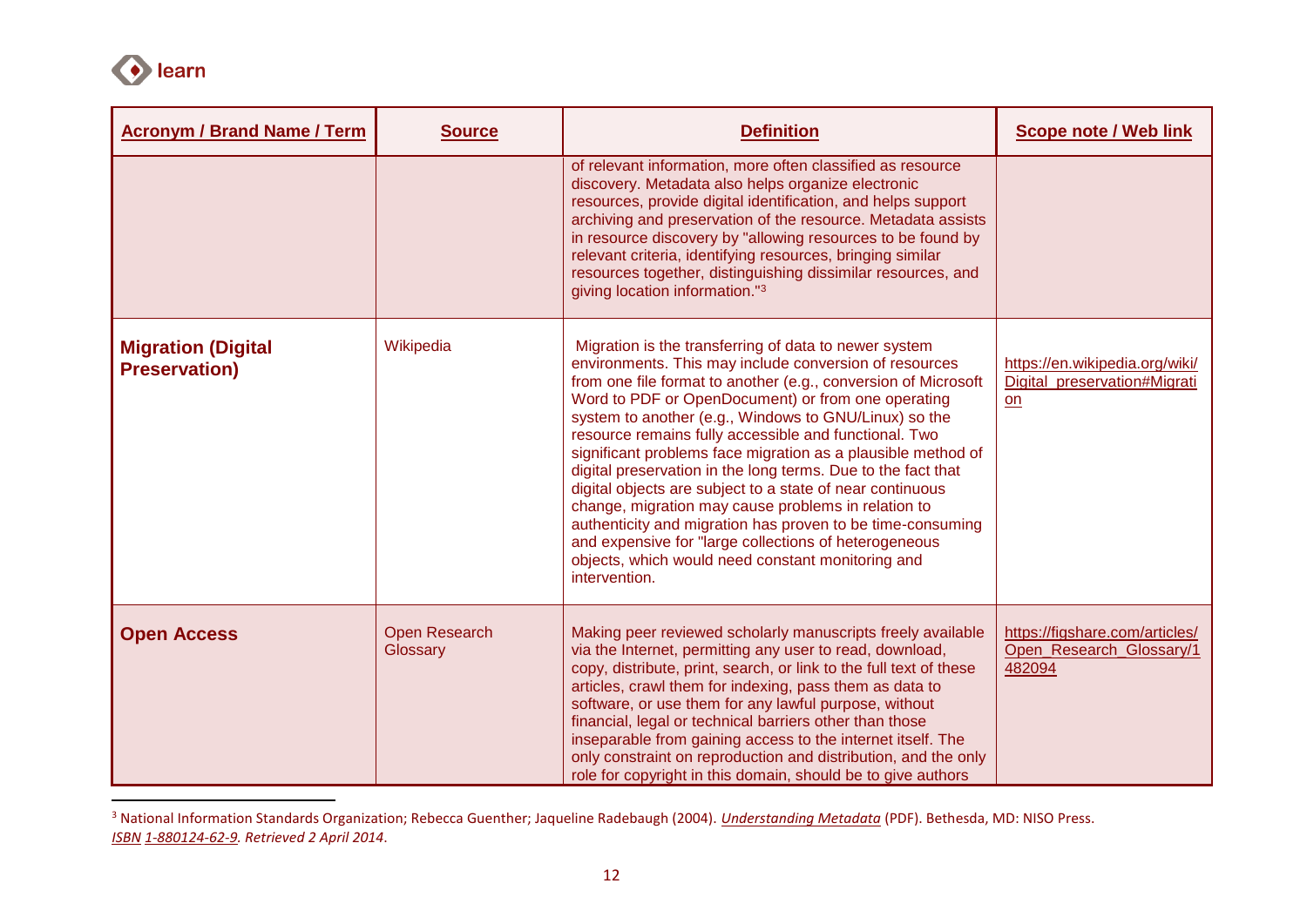| Acronym / Brand Name / Term | Source | Definition | Scope note / Web link |
|---|---|---|---|
| | | of relevant information, more often classified as resource discovery. Metadata also helps organize electronic resources, provide digital identification, and helps support archiving and preservation of the resource. Metadata assists in resource discovery by "allowing resources to be found by relevant criteria, identifying resources, bringing similar resources together, distinguishing dissimilar resources, and giving location information."[3] | |
| **Migration (Digital Preservation)** | Wikipedia | Migration is the transferring of data to newer system environments. This may include conversion of resources from one file format to another (e.g., conversion of Microsoft Word to PDF or OpenDocument) or from one operating system to another (e.g., Windows to GNU/Linux) so the resource remains fully accessible and functional. Two significant problems face migration as a plausible method of digital preservation in the long terms. Due to the fact that digital objects are subject to a state of near continuous change, migration may cause problems in relation to authenticity and migration has proven to be time-consuming and expensive for "large collections of heterogeneous objects, which would need constant monitoring and intervention. | https://en.wikipedia.org/wiki/Digital_preservation#Migration |
| **Open Access** | Open Research Glossary | Making peer reviewed scholarly manuscripts freely available via the Internet, permitting any user to read, download, copy, distribute, print, search, or link to the full text of these articles, crawl them for indexing, pass them as data to software, or use them for any lawful purpose, without financial, legal or technical barriers other than those inseparable from gaining access to the internet itself. The only constraint on reproduction and distribution, and the only role for copyright in this domain, should be to give authors | https://figshare.com/articles/Open_Research_Glossary/1482094 |

[3] National Information Standards Organization; Rebecca Guenther; Jaqueline Radebaugh (2004). *Understanding Metadata* (PDF). Bethesda, MD: NISO Press. *ISBN 1-880124-62-9. Retrieved 2 April 2014.*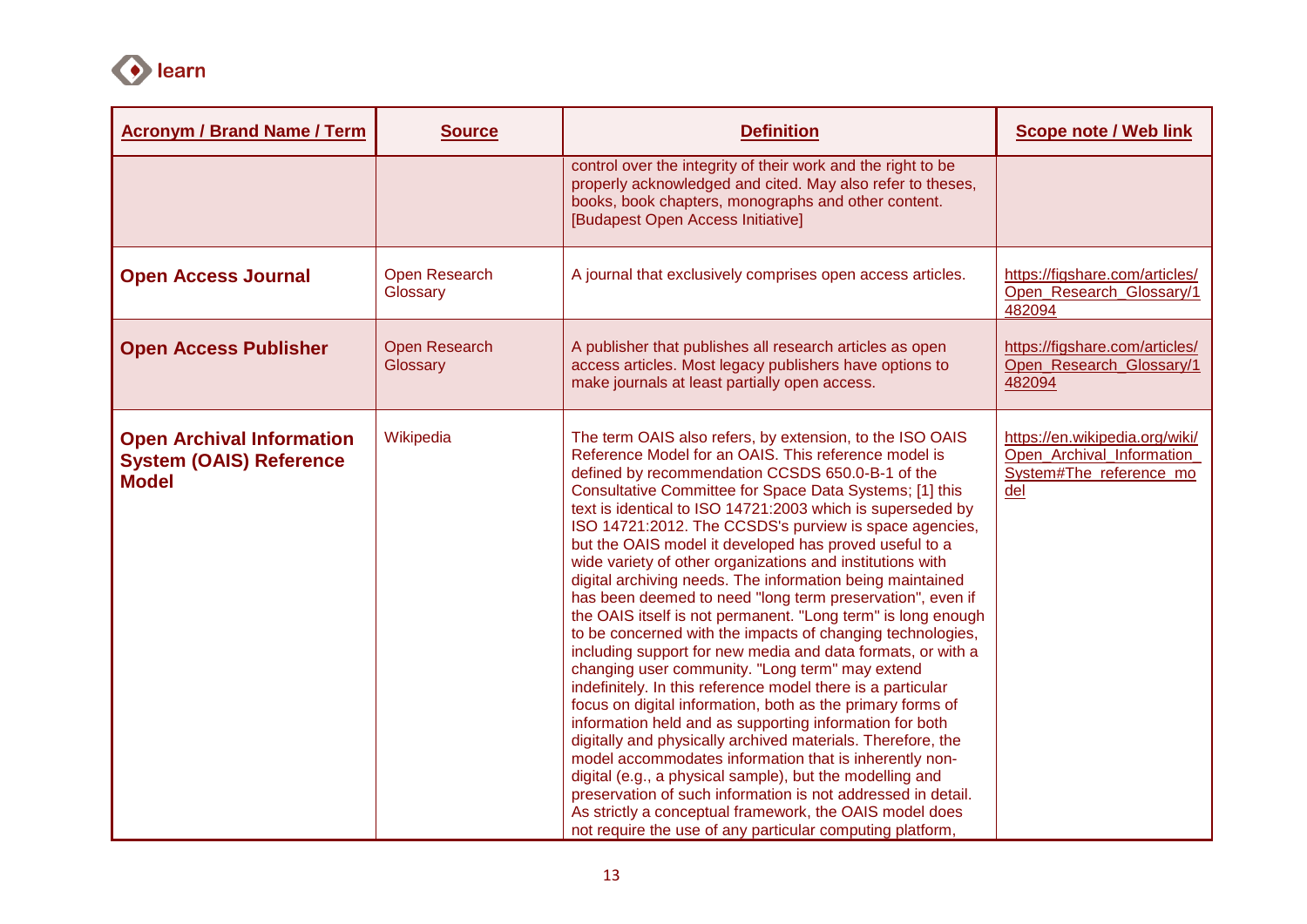| Acronym / Brand Name / Term | Source | Definition | Scope note / Web link |
|---|---|---|---|
| | | control over the integrity of their work and the right to be properly acknowledged and cited. May also refer to theses, books, book chapters, monographs and other content. [Budapest Open Access Initiative] | |
| **Open Access Journal** | Open Research Glossary | A journal that exclusively comprises open access articles. | https://figshare.com/articles/Open_Research_Glossary/1482094 |
| **Open Access Publisher** | Open Research Glossary | A publisher that publishes all research articles as open access articles. Most legacy publishers have options to make journals at least partially open access. | https://figshare.com/articles/Open_Research_Glossary/1482094 |
| **Open Archival Information System (OAIS) Reference Model** | Wikipedia | The term OAIS also refers, by extension, to the ISO OAIS Reference Model for an OAIS. This reference model is defined by recommendation CCSDS 650.0-B-1 of the Consultative Committee for Space Data Systems; [1] this text is identical to ISO 14721:2003 which is superseded by ISO 14721:2012. The CCSDS's purview is space agencies, but the OAIS model it developed has proved useful to a wide variety of other organizations and institutions with digital archiving needs. The information being maintained has been deemed to need "long term preservation", even if the OAIS itself is not permanent. "Long term" is long enough to be concerned with the impacts of changing technologies, including support for new media and data formats, or with a changing user community. "Long term" may extend indefinitely. In this reference model there is a particular focus on digital information, both as the primary forms of information held and as supporting information for both digitally and physically archived materials. Therefore, the model accommodates information that is inherently non-digital (e.g., a physical sample), but the modelling and preservation of such information is not addressed in detail. As strictly a conceptual framework, the OAIS model does not require the use of any particular computing platform, | https://en.wikipedia.org/wiki/Open_Archival_Information_System#The_reference_model |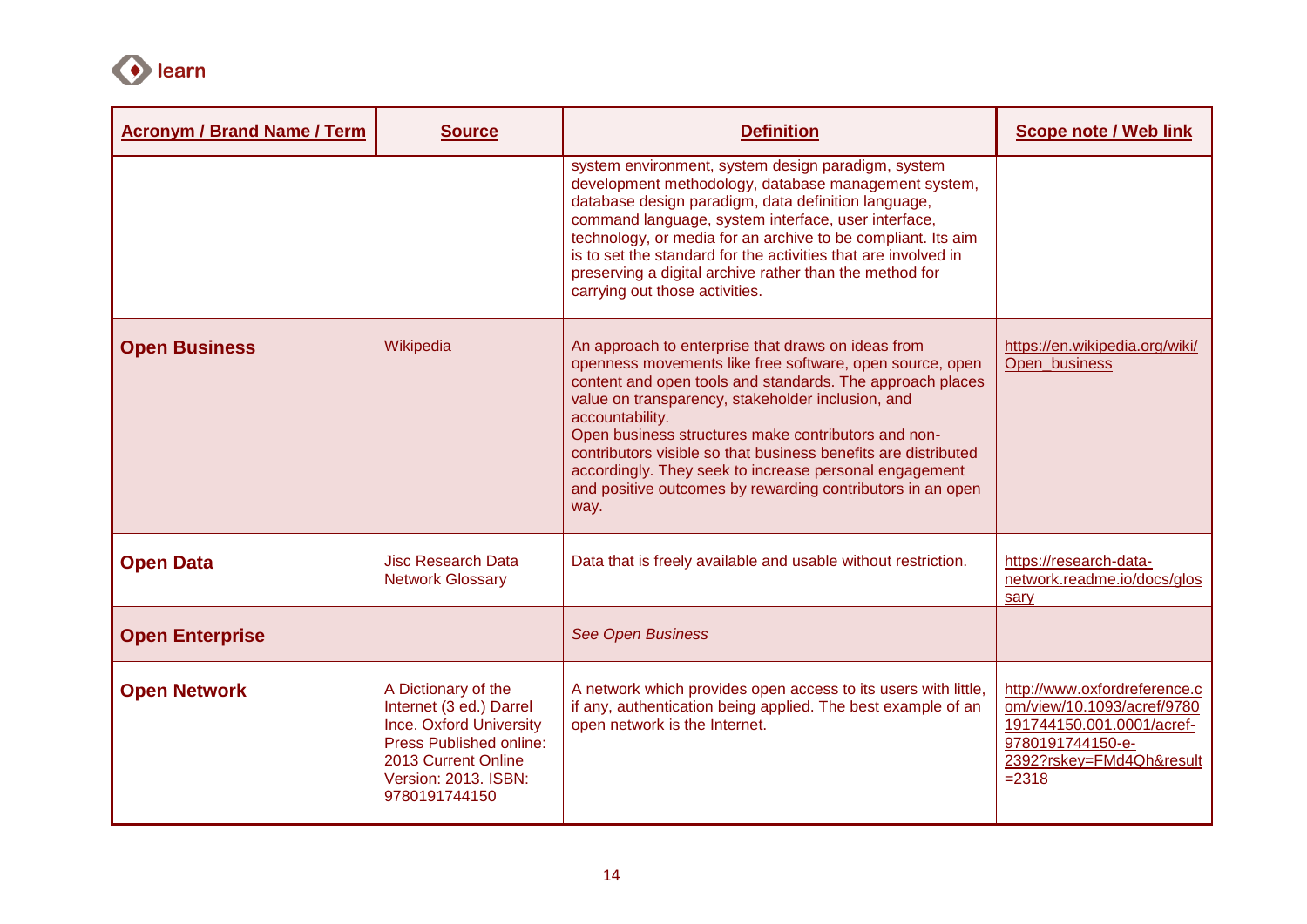| Acronym / Brand Name / Term | Source | Definition | Scope note / Web link |
|---|---|---|---|
| | | system environment, system design paradigm, system development methodology, database management system, database design paradigm, data definition language, command language, system interface, user interface, technology, or media for an archive to be compliant. Its aim is to set the standard for the activities that are involved in preserving a digital archive rather than the method for carrying out those activities. | |
| **Open Business** | Wikipedia | An approach to enterprise that draws on ideas from openness movements like free software, open source, open content and open tools and standards. The approach places value on transparency, stakeholder inclusion, and accountability.<br>Open business structures make contributors and non-contributors visible so that business benefits are distributed accordingly. They seek to increase personal engagement and positive outcomes by rewarding contributors in an open way. | https://en.wikipedia.org/wiki/Open_business |
| **Open Data** | Jisc Research Data Network Glossary | Data that is freely available and usable without restriction. | https://research-data-network.readme.io/docs/glossary |
| **Open Enterprise** | | *See Open Business* | |
| **Open Network** | A Dictionary of the Internet (3 ed.) Darrel Ince. Oxford University Press Published online: 2013 Current Online Version: 2013. ISBN: 9780191744150 | A network which provides open access to its users with little, if any, authentication being applied. The best example of an open network is the Internet. | http://www.oxfordreference.com/view/10.1093/acref/9780191744150.001.0001/acref-9780191744150-e-2392?rskey=FMd4Qh&result=2318 |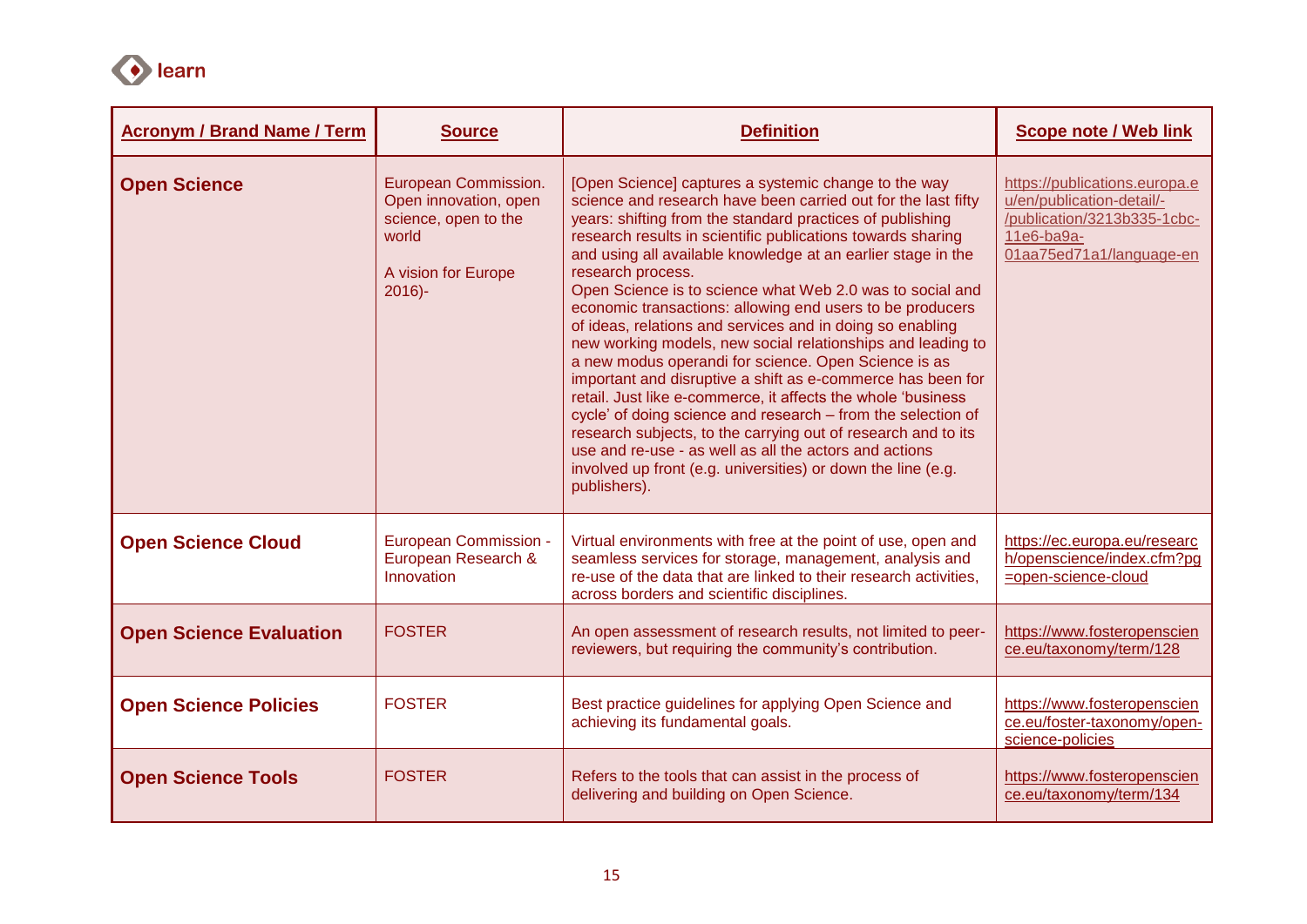| Acronym / Brand Name / Term | Source | Definition | Scope note / Web link |
|---|---|---|---|
| **Open Science** | European Commission. Open innovation, open science, open to the world<br><br>A vision for Europe 2016)- | [Open Science] captures a systemic change to the way science and research have been carried out for the last fifty years: shifting from the standard practices of publishing research results in scientific publications towards sharing and using all available knowledge at an earlier stage in the research process.<br>Open Science is to science what Web 2.0 was to social and economic transactions: allowing end users to be producers of ideas, relations and services and in doing so enabling new working models, new social relationships and leading to a new modus operandi for science. Open Science is as important and disruptive a shift as e-commerce has been for retail. Just like e-commerce, it affects the whole 'business cycle' of doing science and research – from the selection of research subjects, to the carrying out of research and to its use and re-use - as well as all the actors and actions involved up front (e.g. universities) or down the line (e.g. publishers). | https://publications.europa.eu/en/publication-detail/-/publication/3213b335-1cbc-11e6-ba9a-01aa75ed71a1/language-en |
| **Open Science Cloud** | European Commission - European Research & Innovation | Virtual environments with free at the point of use, open and seamless services for storage, management, analysis and re-use of the data that are linked to their research activities, across borders and scientific disciplines. | https://ec.europa.eu/research/openscience/index.cfm?pg=open-science-cloud |
| **Open Science Evaluation** | FOSTER | An open assessment of research results, not limited to peer-reviewers, but requiring the community's contribution. | https://www.fosteropenscience.eu/taxonomy/term/128 |
| **Open Science Policies** | FOSTER | Best practice guidelines for applying Open Science and achieving its fundamental goals. | https://www.fosteropenscience.eu/foster-taxonomy/open-science-policies |
| **Open Science Tools** | FOSTER | Refers to the tools that can assist in the process of delivering and building on Open Science. | https://www.fosteropenscience.eu/taxonomy/term/134 |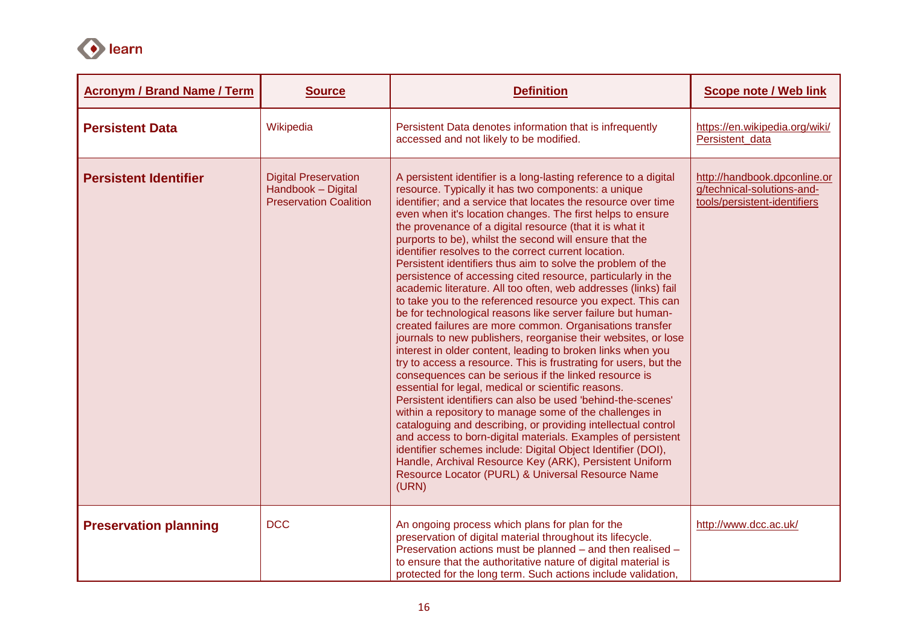| Acronym / Brand Name / Term | Source | Definition | Scope note / Web link |
|---|---|---|---|
| **Persistent Data** | Wikipedia | Persistent Data denotes information that is infrequently accessed and not likely to be modified. | https://en.wikipedia.org/wiki/Persistent_data |
| **Persistent Identifier** | Digital Preservation Handbook – Digital Preservation Coalition | A persistent identifier is a long-lasting reference to a digital resource. Typically it has two components: a unique identifier; and a service that locates the resource over time even when it's location changes. The first helps to ensure the provenance of a digital resource (that it is what it purports to be), whilst the second will ensure that the identifier resolves to the correct current location. Persistent identifiers thus aim to solve the problem of the persistence of accessing cited resource, particularly in the academic literature. All too often, web addresses (links) fail to take you to the referenced resource you expect. This can be for technological reasons like server failure but human-created failures are more common. Organisations transfer journals to new publishers, reorganise their websites, or lose interest in older content, leading to broken links when you try to access a resource. This is frustrating for users, but the consequences can be serious if the linked resource is essential for legal, medical or scientific reasons. Persistent identifiers can also be used 'behind-the-scenes' within a repository to manage some of the challenges in cataloguing and describing, or providing intellectual control and access to born-digital materials. Examples of persistent identifier schemes include: Digital Object Identifier (DOI), Handle, Archival Resource Key (ARK), Persistent Uniform Resource Locator (PURL) & Universal Resource Name (URN) | http://handbook.dpconline.org/technical-solutions-and-tools/persistent-identifiers |
| **Preservation planning** | DCC | An ongoing process which plans for plan for the preservation of digital material throughout its lifecycle. Preservation actions must be planned – and then realised – to ensure that the authoritative nature of digital material is protected for the long term. Such actions include validation, | http://www.dcc.ac.uk/ |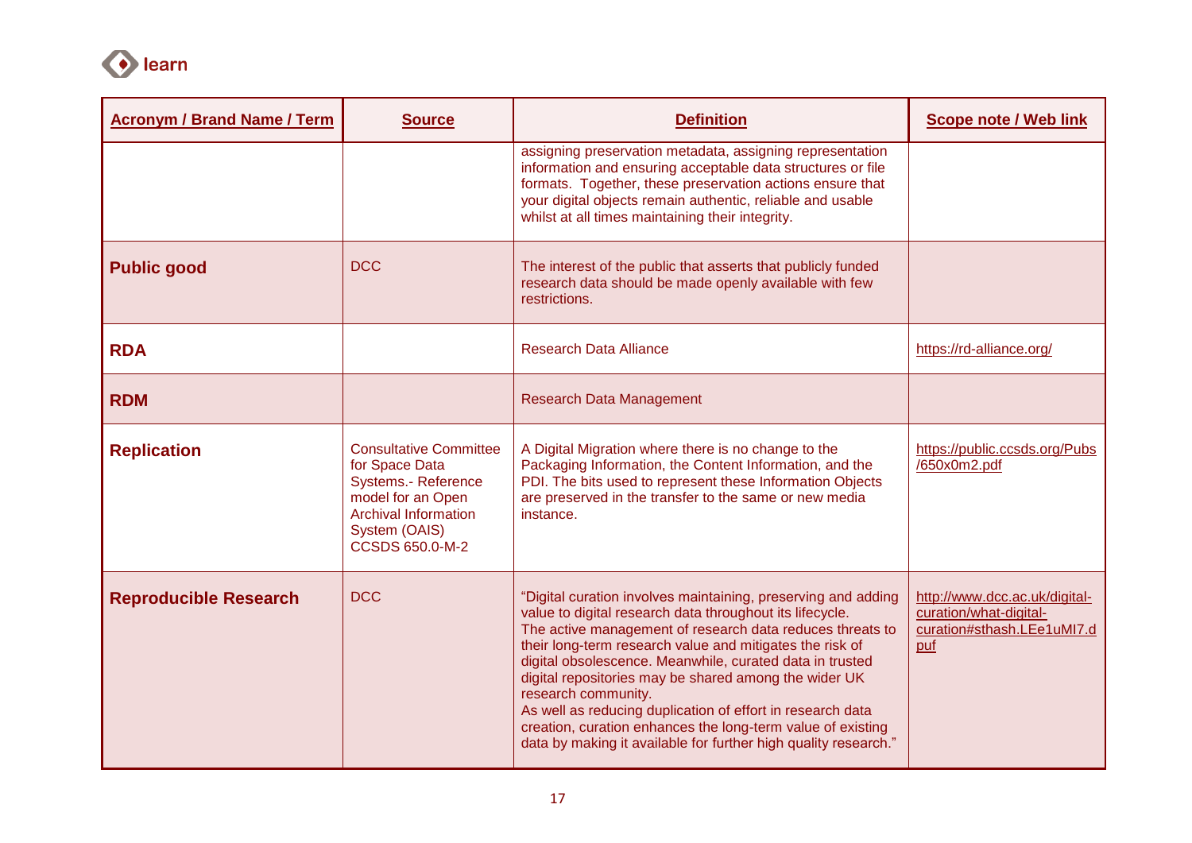| Acronym / Brand Name / Term | Source | Definition | Scope note / Web link |
|---|---|---|---|
| | | assigning preservation metadata, assigning representation information and ensuring acceptable data structures or file formats. Together, these preservation actions ensure that your digital objects remain authentic, reliable and usable whilst at all times maintaining their integrity. | |
| **Public good** | DCC | The interest of the public that asserts that publicly funded research data should be made openly available with few restrictions. | |
| **RDA** | | Research Data Alliance | https://rd-alliance.org/ |
| **RDM** | | Research Data Management | |
| **Replication** | Consultative Committee for Space Data Systems.- Reference model for an Open Archival Information System (OAIS) CCSDS 650.0-M-2 | A Digital Migration where there is no change to the Packaging Information, the Content Information, and the PDI. The bits used to represent these Information Objects are preserved in the transfer to the same or new media instance. | https://public.ccsds.org/Pubs/650x0m2.pdf |
| **Reproducible Research** | DCC | "Digital curation involves maintaining, preserving and adding value to digital research data throughout its lifecycle. The active management of research data reduces threats to their long-term research value and mitigates the risk of digital obsolescence. Meanwhile, curated data in trusted digital repositories may be shared among the wider UK research community. As well as reducing duplication of effort in research data creation, curation enhances the long-term value of existing data by making it available for further high quality research." | http://www.dcc.ac.uk/digital-curation/what-digital-curation#sthash.LEe1uMI7.dpuf |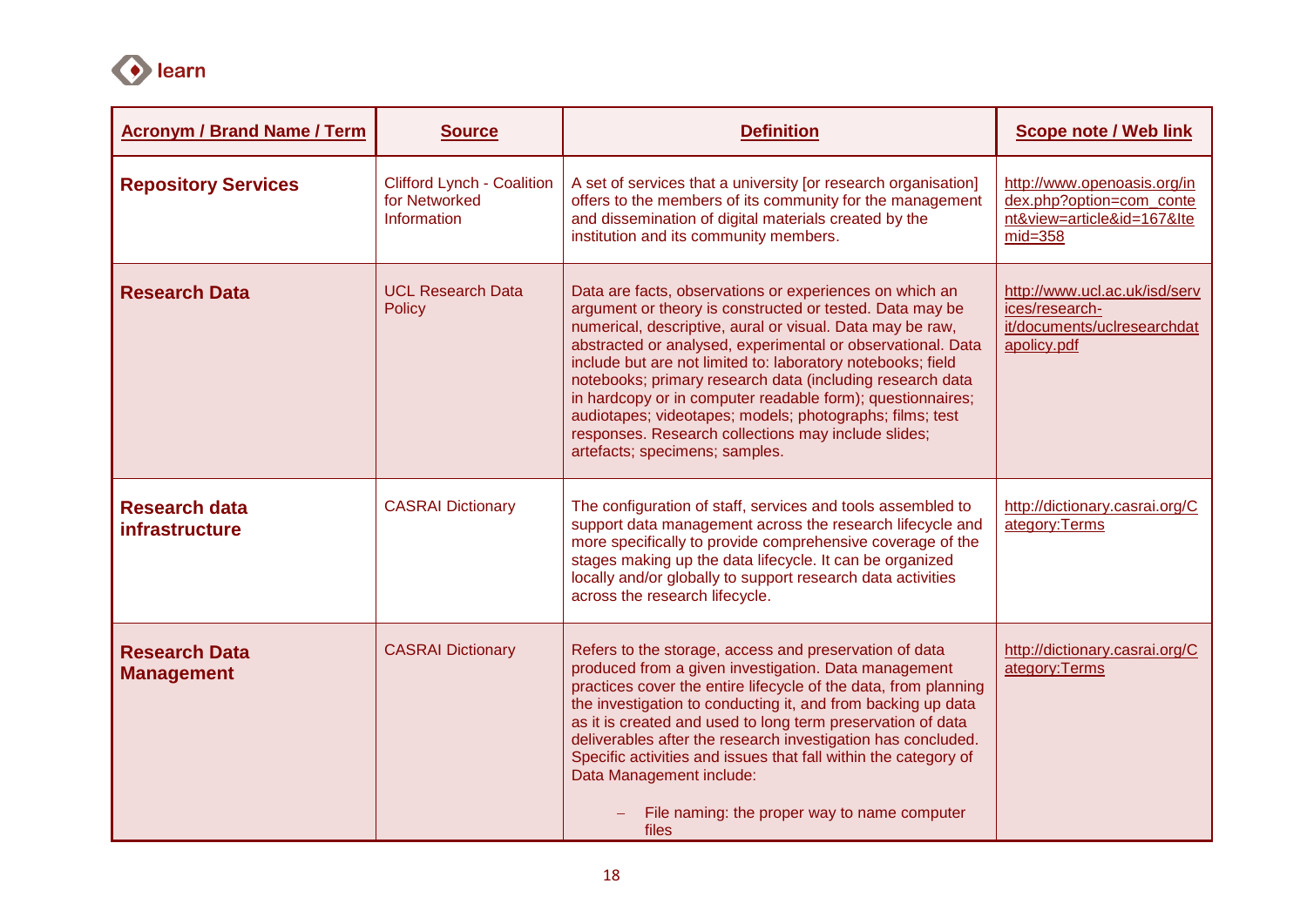| Acronym / Brand Name / Term | Source | Definition | Scope note / Web link |
|---|---|---|---|
| **Repository Services** | Clifford Lynch - Coalition for Networked Information | A set of services that a university [or research organisation] offers to the members of its community for the management and dissemination of digital materials created by the institution and its community members. | http://www.openoasis.org/index.php?option=com_content&view=article&id=167&Itemid=358 |
| **Research Data** | UCL Research Data Policy | Data are facts, observations or experiences on which an argument or theory is constructed or tested. Data may be numerical, descriptive, aural or visual. Data may be raw, abstracted or analysed, experimental or observational. Data include but are not limited to: laboratory notebooks; field notebooks; primary research data (including research data in hardcopy or in computer readable form); questionnaires; audiotapes; videotapes; models; photographs; films; test responses. Research collections may include slides; artefacts; specimens; samples. | http://www.ucl.ac.uk/isd/services/research-it/documents/uclresearchdatapolicy.pdf |
| **Research data infrastructure** | CASRAI Dictionary | The configuration of staff, services and tools assembled to support data management across the research lifecycle and more specifically to provide comprehensive coverage of the stages making up the data lifecycle. It can be organized locally and/or globally to support research data activities across the research lifecycle. | http://dictionary.casrai.org/Category:Terms |
| **Research Data Management** | CASRAI Dictionary | Refers to the storage, access and preservation of data produced from a given investigation. Data management practices cover the entire lifecycle of the data, from planning the investigation to conducting it, and from backing up data as it is created and used to long term preservation of data deliverables after the research investigation has concluded. Specific activities and issues that fall within the category of Data Management include: <br> – File naming: the proper way to name computer files | http://dictionary.casrai.org/Category:Terms |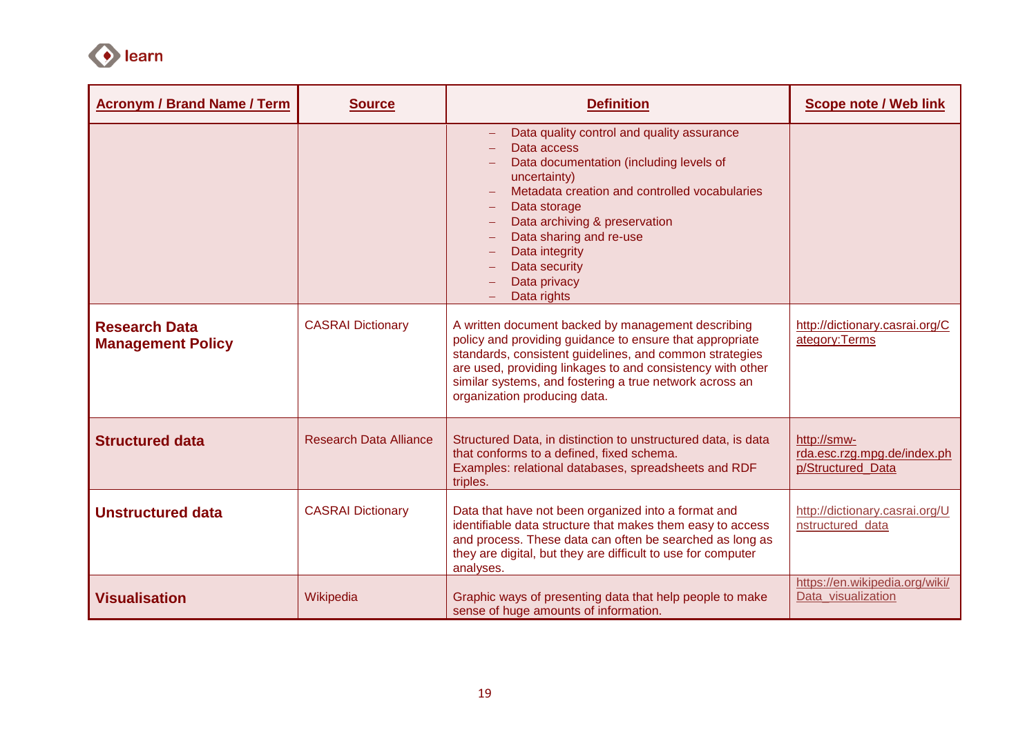| Acronym / Brand Name / Term | Source | Definition | Scope note / Web link |
|---|---|---|---|
| | | – Data quality control and quality assurance<br>– Data access<br>– Data documentation (including levels of uncertainty)<br>– Metadata creation and controlled vocabularies<br>– Data storage<br>– Data archiving & preservation<br>– Data sharing and re-use<br>– Data integrity<br>– Data security<br>– Data privacy<br>– Data rights | |
| **Research Data Management Policy** | CASRAI Dictionary | A written document backed by management describing policy and providing guidance to ensure that appropriate standards, consistent guidelines, and common strategies are used, providing linkages to and consistency with other similar systems, and fostering a true network across an organization producing data. | http://dictionary.casrai.org/Category:Terms |
| **Structured data** | Research Data Alliance | Structured Data, in distinction to unstructured data, is data that conforms to a defined, fixed schema. Examples: relational databases, spreadsheets and RDF triples. | http://smw-rda.esc.rzg.mpg.de/index.php/Structured_Data |
| **Unstructured data** | CASRAI Dictionary | Data that have not been organized into a format and identifiable data structure that makes them easy to access and process. These data can often be searched as long as they are digital, but they are difficult to use for computer analyses. | http://dictionary.casrai.org/Unstructured_data |
| **Visualisation** | Wikipedia | Graphic ways of presenting data that help people to make sense of huge amounts of information. | https://en.wikipedia.org/wiki/Data_visualization |